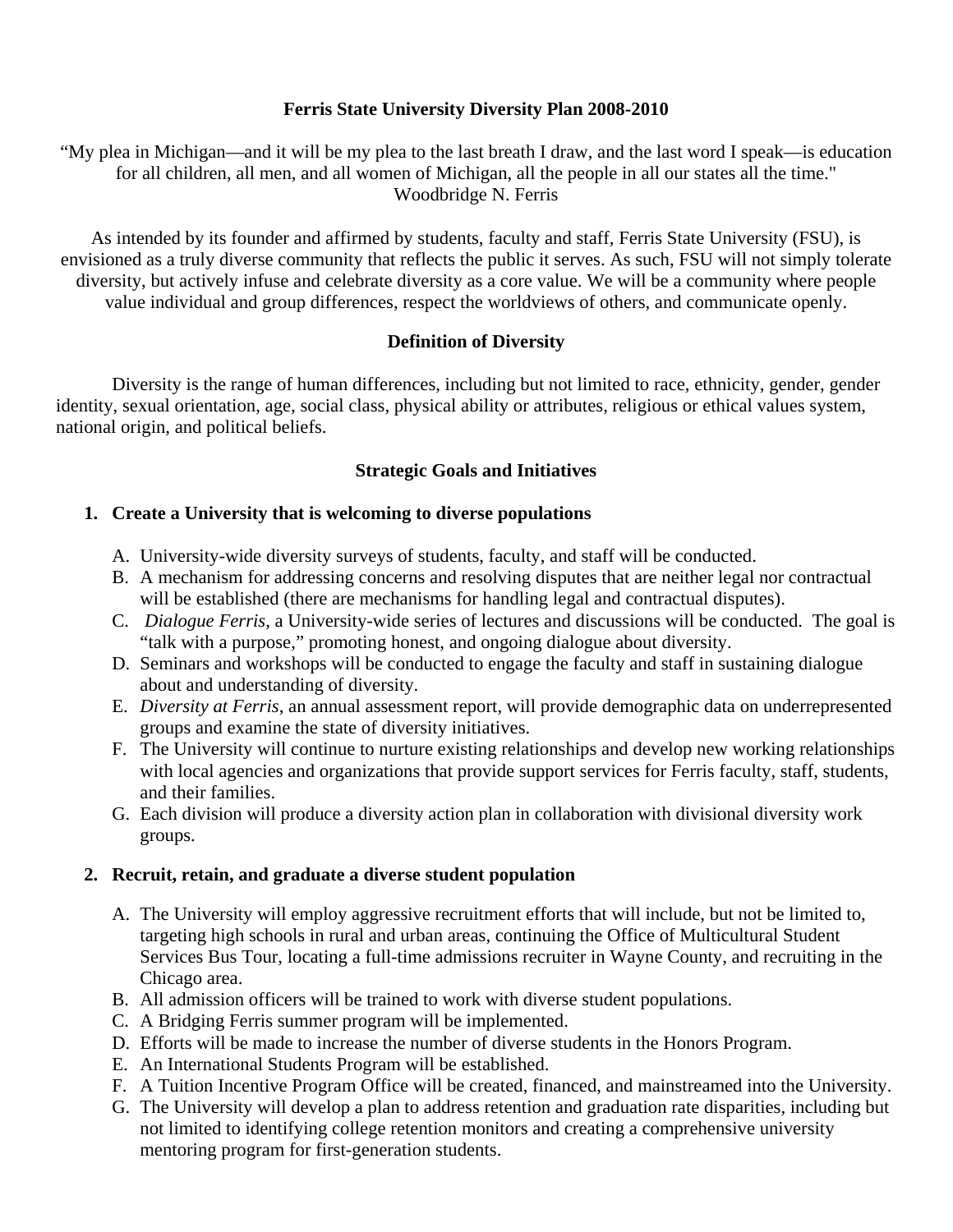# Ferris State University Diversity Plan 2008-2010

"My plea in Michigan—and it will be my plea to the last breath I draw, and the last word I speak—is education for all children, all men, and all women of Michigan, all the people in all our states all the time."
Woodbridge N. Ferris

As intended by its founder and affirmed by students, faculty and staff, Ferris State University (FSU), is envisioned as a truly diverse community that reflects the public it serves. As such, FSU will not simply tolerate diversity, but actively infuse and celebrate diversity as a core value. We will be a community where people value individual and group differences, respect the worldviews of others, and communicate openly.

## Definition of Diversity

Diversity is the range of human differences, including but not limited to race, ethnicity, gender, gender identity, sexual orientation, age, social class, physical ability or attributes, religious or ethical values system, national origin, and political beliefs.

## Strategic Goals and Initiatives

### 1. Create a University that is welcoming to diverse populations

A. University-wide diversity surveys of students, faculty, and staff will be conducted.

B. A mechanism for addressing concerns and resolving disputes that are neither legal nor contractual will be established (there are mechanisms for handling legal and contractual disputes).

C. *Dialogue Ferris*, a University-wide series of lectures and discussions will be conducted. The goal is "talk with a purpose," promoting honest, and ongoing dialogue about diversity.

D. Seminars and workshops will be conducted to engage the faculty and staff in sustaining dialogue about and understanding of diversity.

E. *Diversity at Ferris*, an annual assessment report, will provide demographic data on underrepresented groups and examine the state of diversity initiatives.

F. The University will continue to nurture existing relationships and develop new working relationships with local agencies and organizations that provide support services for Ferris faculty, staff, students, and their families.

G. Each division will produce a diversity action plan in collaboration with divisional diversity work groups.

### 2. Recruit, retain, and graduate a diverse student population

A. The University will employ aggressive recruitment efforts that will include, but not be limited to, targeting high schools in rural and urban areas, continuing the Office of Multicultural Student Services Bus Tour, locating a full-time admissions recruiter in Wayne County, and recruiting in the Chicago area.

B. All admission officers will be trained to work with diverse student populations.

C. A Bridging Ferris summer program will be implemented.

D. Efforts will be made to increase the number of diverse students in the Honors Program.

E. An International Students Program will be established.

F. A Tuition Incentive Program Office will be created, financed, and mainstreamed into the University.

G. The University will develop a plan to address retention and graduation rate disparities, including but not limited to identifying college retention monitors and creating a comprehensive university mentoring program for first-generation students.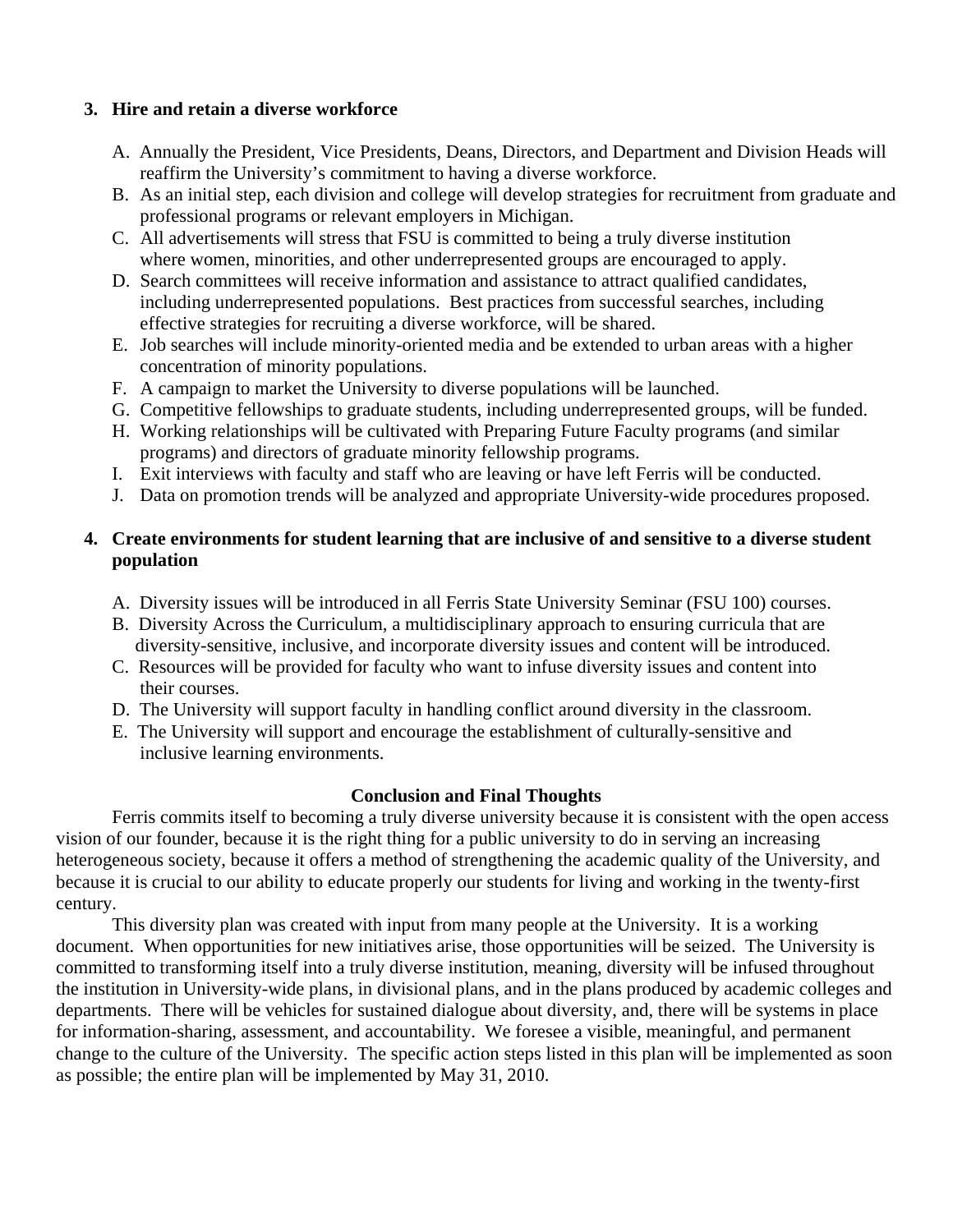3. **Hire and retain a diverse workforce**

   A. Annually the President, Vice Presidents, Deans, Directors, and Department and Division Heads will reaffirm the University's commitment to having a diverse workforce.
   B. As an initial step, each division and college will develop strategies for recruitment from graduate and professional programs or relevant employers in Michigan.
   C. All advertisements will stress that FSU is committed to being a truly diverse institution where women, minorities, and other underrepresented groups are encouraged to apply.
   D. Search committees will receive information and assistance to attract qualified candidates, including underrepresented populations. Best practices from successful searches, including effective strategies for recruiting a diverse workforce, will be shared.
   E. Job searches will include minority-oriented media and be extended to urban areas with a higher concentration of minority populations.
   F. A campaign to market the University to diverse populations will be launched.
   G. Competitive fellowships to graduate students, including underrepresented groups, will be funded.
   H. Working relationships will be cultivated with Preparing Future Faculty programs (and similar programs) and directors of graduate minority fellowship programs.
   I. Exit interviews with faculty and staff who are leaving or have left Ferris will be conducted.
   J. Data on promotion trends will be analyzed and appropriate University-wide procedures proposed.

4. **Create environments for student learning that are inclusive of and sensitive to a diverse student population**

   A. Diversity issues will be introduced in all Ferris State University Seminar (FSU 100) courses.
   B. Diversity Across the Curriculum, a multidisciplinary approach to ensuring curricula that are diversity-sensitive, inclusive, and incorporate diversity issues and content will be introduced.
   C. Resources will be provided for faculty who want to infuse diversity issues and content into their courses.
   D. The University will support faculty in handling conflict around diversity in the classroom.
   E. The University will support and encourage the establishment of culturally-sensitive and inclusive learning environments.

## Conclusion and Final Thoughts

Ferris commits itself to becoming a truly diverse university because it is consistent with the open access vision of our founder, because it is the right thing for a public university to do in serving an increasing heterogeneous society, because it offers a method of strengthening the academic quality of the University, and because it is crucial to our ability to educate properly our students for living and working in the twenty-first century.

This diversity plan was created with input from many people at the University. It is a working document. When opportunities for new initiatives arise, those opportunities will be seized. The University is committed to transforming itself into a truly diverse institution, meaning, diversity will be infused throughout the institution in University-wide plans, in divisional plans, and in the plans produced by academic colleges and departments. There will be vehicles for sustained dialogue about diversity, and, there will be systems in place for information-sharing, assessment, and accountability. We foresee a visible, meaningful, and permanent change to the culture of the University. The specific action steps listed in this plan will be implemented as soon as possible; the entire plan will be implemented by May 31, 2010.